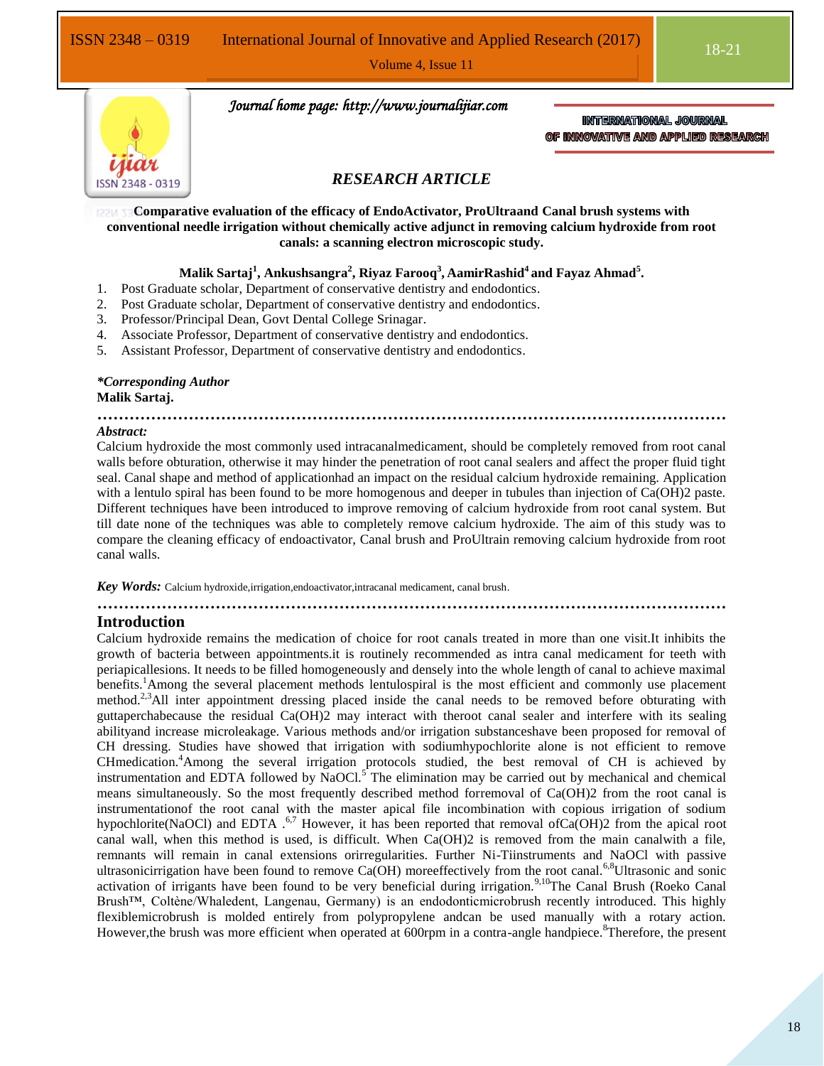## RESEARCH ARTICLE

**Comparative evaluation of the efficacy of EndoActivator, ProUltraand Canal brush systems with conventional needle irrigation without chemically active adjunct in removing calcium hydroxide from root canals: a scanning electron microscopic study.**

**Malik Sartaj[1], Ankushsangra[2], Riyaz Farooq[3], AamirRashid[4] and Fayaz Ahmad[5].**

1. Post Graduate scholar, Department of conservative dentistry and endodontics.
2. Post Graduate scholar, Department of conservative dentistry and endodontics.
3. Professor/Principal Dean, Govt Dental College Srinagar.
4. Associate Professor, Department of conservative dentistry and endodontics.
5. Assistant Professor, Department of conservative dentistry and endodontics.

***Corresponding Author**
**Malik Sartaj.**

*Abstract:*

Calcium hydroxide the most commonly used intracanalmedicament, should be completely removed from root canal walls before obturation, otherwise it may hinder the penetration of root canal sealers and affect the proper fluid tight seal. Canal shape and method of applicationhad an impact on the residual calcium hydroxide remaining. Application with a lentulo spiral has been found to be more homogenous and deeper in tubules than injection of Ca(OH)2 paste. Different techniques have been introduced to improve removing of calcium hydroxide from root canal system. But till date none of the techniques was able to completely remove calcium hydroxide. The aim of this study was to compare the cleaning efficacy of endoactivator, Canal brush and ProUltrain removing calcium hydroxide from root canal walls.

***Key Words:*** Calcium hydroxide,irrigation,endoactivator,intracanal medicament, canal brush.

## Introduction

Calcium hydroxide remains the medication of choice for root canals treated in more than one visit.It inhibits the growth of bacteria between appointments.it is routinely recommended as intra canal medicament for teeth with periapicallesions. It needs to be filled homogeneously and densely into the whole length of canal to achieve maximal benefits.[1]Among the several placement methods lentulospiral is the most efficient and commonly use placement method.[2,3]All inter appointment dressing placed inside the canal needs to be removed before obturating with guttaperchabecause the residual Ca(OH)2 may interact with theroot canal sealer and interfere with its sealing abilityand increase microleakage. Various methods and/or irrigation substanceshave been proposed for removal of CH dressing. Studies have showed that irrigation with sodiumhypochlorite alone is not efficient to remove CHmedication.[4]Among the several irrigation protocols studied, the best removal of CH is achieved by instrumentation and EDTA followed by NaOCl.[5] The elimination may be carried out by mechanical and chemical means simultaneously. So the most frequently described method forremoval of Ca(OH)2 from the root canal is instrumentationof the root canal with the master apical file incombination with copious irrigation of sodium hypochlorite(NaOCl) and EDTA .[6,7] However, it has been reported that removal ofCa(OH)2 from the apical root canal wall, when this method is used, is difficult. When Ca(OH)2 is removed from the main canalwith a file, remnants will remain in canal extensions orirregularities. Further Ni-Tiinstruments and NaOCl with passive ultrasonicirrigation have been found to remove Ca(OH) moreeffectively from the root canal.[6,8]Ultrasonic and sonic activation of irrigants have been found to be very beneficial during irrigation.[9,10]The Canal Brush (Roeko Canal Brush™, Coltène/Whaledent, Langenau, Germany) is an endodonticmicrobrush recently introduced. This highly flexiblemicrobrush is molded entirely from polypropylene andcan be used manually with a rotary action. However,the brush was more efficient when operated at 600rpm in a contra-angle handpiece.[8]Therefore, the present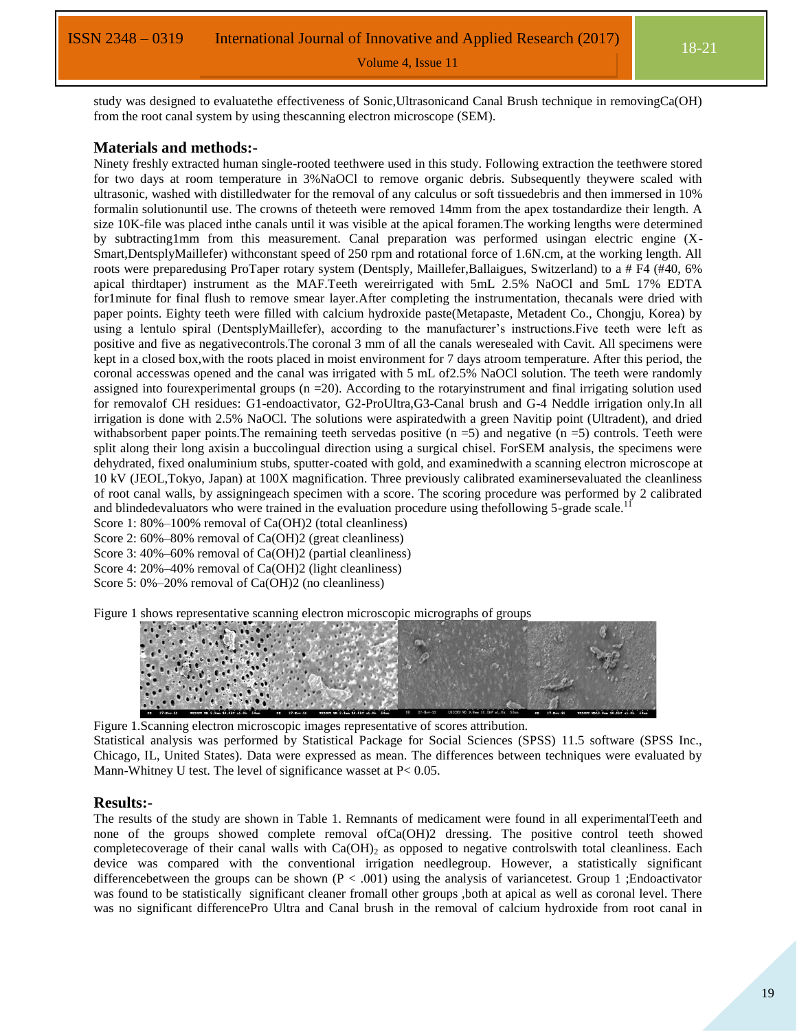study was designed to evaluatethe effectiveness of Sonic,Ultrasonicand Canal Brush technique in removing$Ca(OH)$ from the root canal system by using thescanning electron microscope (SEM).

## Materials and methods:-

Ninety freshly extracted human single-rooted teethwere used in this study. Following extraction the teethwere stored for two days at room temperature in 3%NaOCl to remove organic debris. Subsequently theywere scaled with ultrasonic, washed with distilledwater for the removal of any calculus or soft tissuedebris and then immersed in 10% formalin solutionuntil use. The crowns of theteeth were removed 14mm from the apex tostandardize their length. A size 10K-file was placed inthe canals until it was visible at the apical foramen.The working lengths were determined by subtracting1mm from this measurement. Canal preparation was performed usingan electric engine (X-Smart,DentsplyMaillefer) withconstant speed of 250 rpm and rotational force of 1.6N.cm, at the working length. All roots were preparedusing ProTaper rotary system (Dentsply, Maillefer,Ballaigues, Switzerland) to a # F4 (#40, 6% apical thirdtaper) instrument as the MAF.Teeth wereirrigated with 5mL 2.5% NaOCl and 5mL 17% EDTA for1minute for final flush to remove smear layer.After completing the instrumentation, thecanals were dried with paper points. Eighty teeth were filled with calcium hydroxide paste(Metapaste, Metadent Co., Chongju, Korea) by using a lentulo spiral (DentsplyMaillefer), according to the manufacturer's instructions.Five teeth were left as positive and five as negativecontrols.The coronal 3 mm of all the canals weresealed with Cavit. All specimens were kept in a closed box,with the roots placed in moist environment for 7 days atroom temperature. After this period, the coronal accesswas opened and the canal was irrigated with 5 mL of2.5% NaOCl solution. The teeth were randomly assigned into fourexperimental groups (n =20). According to the rotaryinstrument and final irrigating solution used for removalof CH residues: G1-endoactivator, G2-ProUltra,G3-Canal brush and G-4 Neddle irrigation only.In all irrigation is done with 2.5% NaOCl. The solutions were aspiratedwith a green Navitip point (Ultradent), and dried withabsorbent paper points.The remaining teeth servedas positive (n =5) and negative (n =5) controls. Teeth were split along their long axisin a buccolingual direction using a surgical chisel. ForSEM analysis, the specimens were dehydrated, fixed onaluminium stubs, sputter-coated with gold, and examinedwith a scanning electron microscope at 10 kV (JEOL,Tokyo, Japan) at 100X magnification. Three previously calibrated examinersevaluated the cleanliness of root canal walls, by assigningeach specimen with a score. The scoring procedure was performed by 2 calibrated and blindedevaluators who were trained in the evaluation procedure using thefollowing 5-grade scale.[11]

Score 1: 80%–100% removal of $Ca(OH)_2$ (total cleanliness)
Score 2: 60%–80% removal of $Ca(OH)_2$ (great cleanliness)
Score 3: 40%–60% removal of $Ca(OH)_2$ (partial cleanliness)
Score 4: 20%–40% removal of $Ca(OH)_2$ (light cleanliness)
Score 5: 0%–20% removal of $Ca(OH)_2$ (no cleanliness)

Figure 1 shows representative scanning electron microscopic micrographs of groups

Figure 1.Scanning electron microscopic images representative of scores attribution.

Statistical analysis was performed by Statistical Package for Social Sciences (SPSS) 11.5 software (SPSS Inc., Chicago, IL, United States). Data were expressed as mean. The differences between techniques were evaluated by Mann-Whitney U test. The level of significance wasset at $P< 0.05$.

## Results:-

The results of the study are shown in Table 1. Remnants of medicament were found in all experimentalTeeth and none of the groups showed complete removal of$Ca(OH)_2$ dressing. The positive control teeth showed completecoverage of their canal walls with $Ca(OH)_2$ as opposed to negative controlswith total cleanliness. Each device was compared with the conventional irrigation needlegroup. However, a statistically significant differencebetween the groups can be shown ($P < .001$) using the analysis of variancetest. Group 1 ;Endoactivator was found to be statistically significant cleaner fromall other groups ,both at apical as well as coronal level. There was no significant differencePro Ultra and Canal brush in the removal of calcium hydroxide from root canal in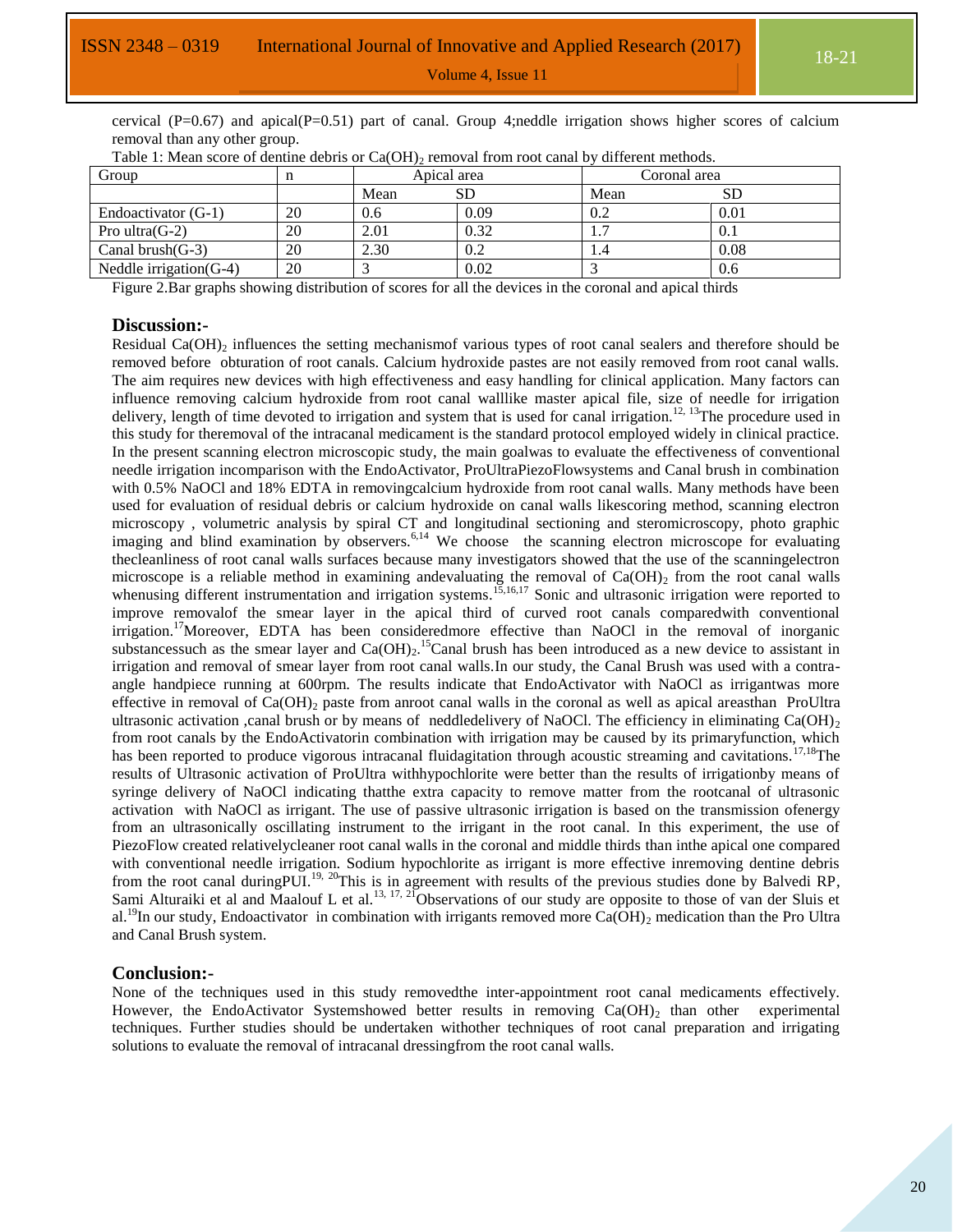cervical ($P=0.67$) and apical($P=0.51$) part of canal. Group 4;neddle irrigation shows higher scores of calcium removal than any other group.

Table 1: Mean score of dentine debris or $Ca(OH)_2$ removal from root canal by different methods.

| Group | n | Apical area | | Coronal area | |
|---|---|---|---|---|---|
| | | Mean | SD | Mean | SD |
| Endoactivator (G-1) | 20 | 0.6 | 0.09 | 0.2 | 0.01 |
| Pro ultra(G-2) | 20 | 2.01 | 0.32 | 1.7 | 0.1 |
| Canal brush(G-3) | 20 | 2.30 | 0.2 | 1.4 | 0.08 |
| Neddle irrigation(G-4) | 20 | 3 | 0.02 | 3 | 0.6 |

Figure 2.Bar graphs showing distribution of scores for all the devices in the coronal and apical thirds

## Discussion:-

Residual $Ca(OH)_2$ influences the setting mechanismof various types of root canal sealers and therefore should be removed before obturation of root canals. Calcium hydroxide pastes are not easily removed from root canal walls. The aim requires new devices with high effectiveness and easy handling for clinical application. Many factors can influence removing calcium hydroxide from root canal walllike master apical file, size of needle for irrigation delivery, length of time devoted to irrigation and system that is used for canal irrigation.[12, 13]The procedure used in this study for theremoval of the intracanal medicament is the standard protocol employed widely in clinical practice. In the present scanning electron microscopic study, the main goalwas to evaluate the effectiveness of conventional needle irrigation incomparison with the EndoActivator, ProUltraPiezoFlowsystems and Canal brush in combination with 0.5% NaOCl and 18% EDTA in removingcalcium hydroxide from root canal walls. Many methods have been used for evaluation of residual debris or calcium hydroxide on canal walls likescoring method, scanning electron microscopy , volumetric analysis by spiral CT and longitudinal sectioning and steromicroscopy, photo graphic imaging and blind examination by observers.[6,14] We choose the scanning electron microscope for evaluating thecleanliness of root canal walls surfaces because many investigators showed that the use of the scanningelectron microscope is a reliable method in examining andevaluating the removal of $Ca(OH)_2$ from the root canal walls whenusing different instrumentation and irrigation systems.[15,16,17] Sonic and ultrasonic irrigation were reported to improve removalof the smear layer in the apical third of curved root canals comparedwith conventional irrigation.[17]Moreover, EDTA has been consideredmore effective than NaOCl in the removal of inorganic substancessuch as the smear layer and $Ca(OH)_2$.[15]Canal brush has been introduced as a new device to assistant in irrigation and removal of smear layer from root canal walls.In our study, the Canal Brush was used with a contra-angle handpiece running at 600rpm. The results indicate that EndoActivator with NaOCl as irrigantwas more effective in removal of $Ca(OH)_2$ paste from anroot canal walls in the coronal as well as apical areasthan ProUltra ultrasonic activation ,canal brush or by means of neddledelivery of NaOCl. The efficiency in eliminating $Ca(OH)_2$ from root canals by the EndoActivatorin combination with irrigation may be caused by its primaryfunction, which has been reported to produce vigorous intracanal fluidagitation through acoustic streaming and cavitations.[17,18]The results of Ultrasonic activation of ProUltra withhypochlorite were better than the results of irrigationby means of syringe delivery of NaOCl indicating thatthe extra capacity to remove matter from the rootcanal of ultrasonic activation with NaOCl as irrigant. The use of passive ultrasonic irrigation is based on the transmission ofenergy from an ultrasonically oscillating instrument to the irrigant in the root canal. In this experiment, the use of PiezoFlow created relativelycleaner root canal walls in the coronal and middle thirds than inthe apical one compared with conventional needle irrigation. Sodium hypochlorite as irrigant is more effective inremoving dentine debris from the root canal duringPUI.[19, 20]This is in agreement with results of the previous studies done by Balvedi RP, Sami Alturaiki et al and Maalouf L et al.[13, 17, 21]Observations of our study are opposite to those of van der Sluis et al.[19]In our study, Endoactivator in combination with irrigants removed more $Ca(OH)_2$ medication than the Pro Ultra and Canal Brush system.

## Conclusion:-

None of the techniques used in this study removedthe inter-appointment root canal medicaments effectively. However, the EndoActivator Systemshowed better results in removing $Ca(OH)_2$ than other experimental techniques. Further studies should be undertaken withother techniques of root canal preparation and irrigating solutions to evaluate the removal of intracanal dressingfrom the root canal walls.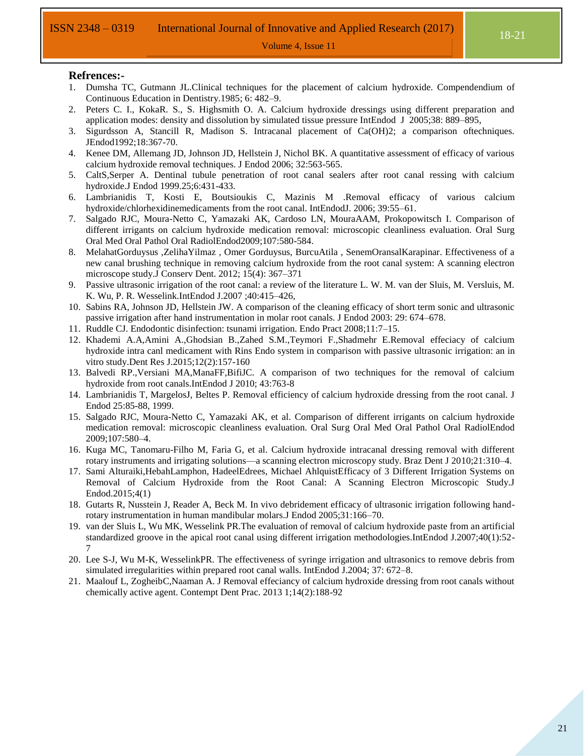**Refrences:-**

1. Dumsha TC, Gutmann JL.Clinical techniques for the placement of calcium hydroxide. Compendendium of Continuous Education in Dentistry.1985; 6: 482–9.
2. Peters C. I., KokaR. S., S. Highsmith O. A. Calcium hydroxide dressings using different preparation and application modes: density and dissolution by simulated tissue pressure IntEndod J 2005;38: 889–895,
3. Sigurdsson A, Stancill R, Madison S. Intracanal placement of Ca(OH)2; a comparison oftechniques. JEndod1992;18:367-70.
4. Kenee DM, Allemang JD, Johnson JD, Hellstein J, Nichol BK. A quantitative assessment of efficacy of various calcium hydroxide removal techniques. J Endod 2006; 32:563-565.
5. CaltS,Serper A. Dentinal tubule penetration of root canal sealers after root canal ressing with calcium hydroxide.J Endod 1999.25;6:431-433.
6. Lambrianidis T, Kosti E, Boutsioukis C, Mazinis M .Removal efficacy of various calcium hydroxide/chlorhexidinemedicaments from the root canal. IntEndodJ. 2006; 39:55–61.
7. Salgado RJC, Moura-Netto C, Yamazaki AK, Cardoso LN, MouraAAM, Prokopowitsch I. Comparison of different irrigants on calcium hydroxide medication removal: microscopic cleanliness evaluation. Oral Surg Oral Med Oral Pathol Oral RadiolEndod2009;107:580-584.
8. MelahatGorduysus ,ZelihaYilmaz , Omer Gorduysus, BurcuAtila , SenemOransalKarapinar. Effectiveness of a new canal brushing technique in removing calcium hydroxide from the root canal system: A scanning electron microscope study.J Conserv Dent. 2012; 15(4): 367–371
9. Passive ultrasonic irrigation of the root canal: a review of the literature L. W. M. van der Sluis, M. Versluis, M. K. Wu, P. R. Wesselink.IntEndod J.2007 ;40:415–426,
10. Sabins RA, Johnson JD, Hellstein JW. A comparison of the cleaning efficacy of short term sonic and ultrasonic passive irrigation after hand instrumentation in molar root canals. J Endod 2003: 29: 674–678.
11. Ruddle CJ. Endodontic disinfection: tsunami irrigation. Endo Pract 2008;11:7–15.
12. Khademi A.A,Amini A.,Ghodsian B.,Zahed S.M.,Teymori F.,Shadmehr E.Removal effeciacy of calcium hydroxide intra canl medicament with Rins Endo system in comparison with passive ultrasonic irrigation: an in vitro study.Dent Res J.2015;12(2):157-160
13. Balvedi RP.,Versiani MA,ManaFF,BifiJC. A comparison of two techniques for the removal of calcium hydroxide from root canals.IntEndod J 2010; 43:763-8
14. Lambrianidis T, MargelosJ, Beltes P. Removal efficiency of calcium hydroxide dressing from the root canal. J Endod 25:85-88, 1999.
15. Salgado RJC, Moura-Netto C, Yamazaki AK, et al. Comparison of different irrigants on calcium hydroxide medication removal: microscopic cleanliness evaluation. Oral Surg Oral Med Oral Pathol Oral RadiolEndod 2009;107:580–4.
16. Kuga MC, Tanomaru-Filho M, Faria G, et al. Calcium hydroxide intracanal dressing removal with different rotary instruments and irrigating solutions—a scanning electron microscopy study. Braz Dent J 2010;21:310–4.
17. Sami Alturaiki,HebahLamphon, HadeelEdrees, Michael AhlquistEfficacy of 3 Different Irrigation Systems on Removal of Calcium Hydroxide from the Root Canal: A Scanning Electron Microscopic Study.J Endod.2015;4(1)
18. Gutarts R, Nusstein J, Reader A, Beck M. In vivo debridement efficacy of ultrasonic irrigation following hand-rotary instrumentation in human mandibular molars.J Endod 2005;31:166–70.
19. van der Sluis L, Wu MK, Wesselink PR.The evaluation of removal of calcium hydroxide paste from an artificial standardized groove in the apical root canal using different irrigation methodologies.IntEndod J.2007;40(1):52-7
20. Lee S-J, Wu M-K, WesselinkPR. The effectiveness of syringe irrigation and ultrasonics to remove debris from simulated irregularities within prepared root canal walls. IntEndod J.2004; 37: 672–8.
21. Maalouf L, ZogheibC,Naaman A. J Removal effeciancy of calcium hydroxide dressing from root canals without chemically active agent. Contempt Dent Prac. 2013 1;14(2):188-92